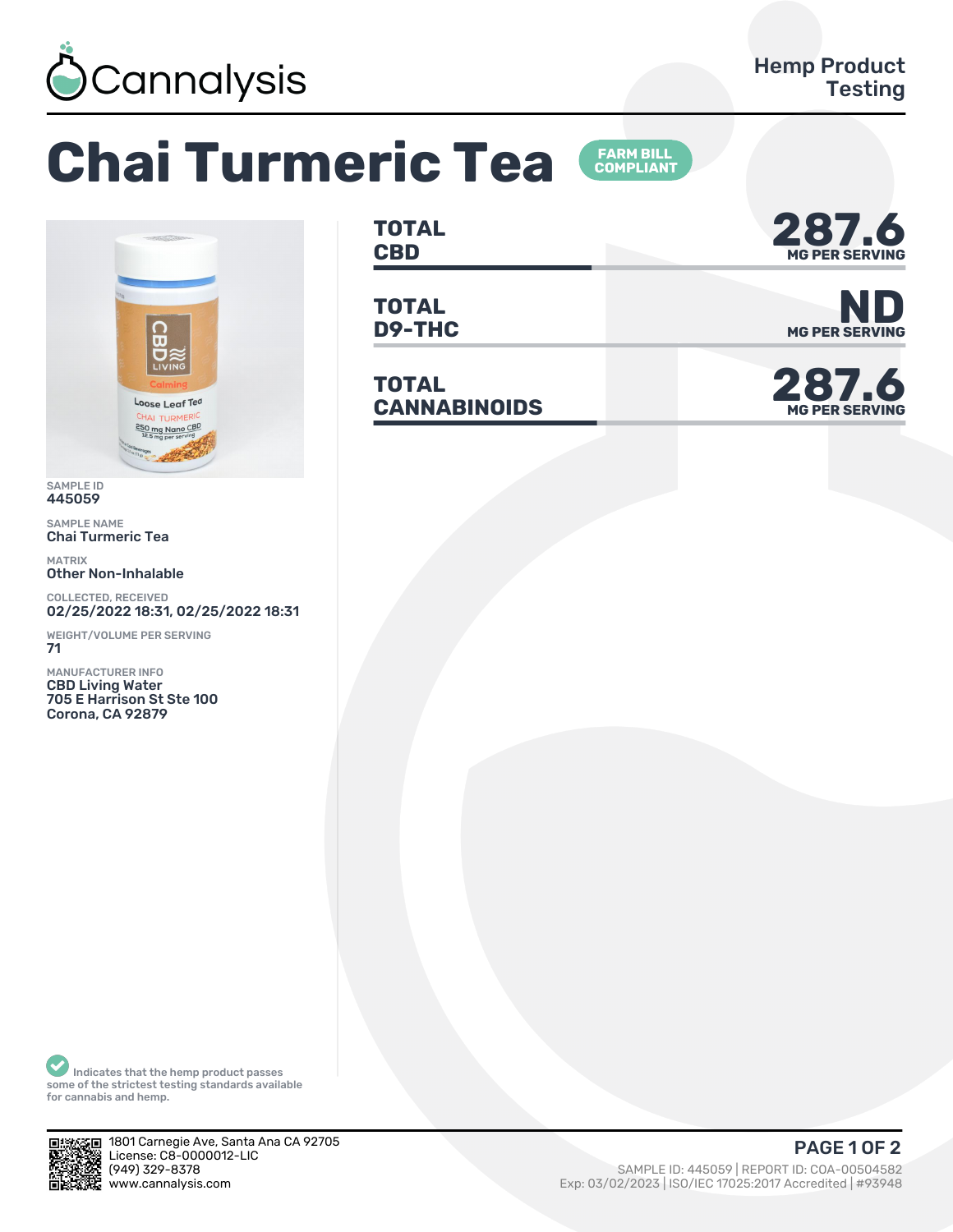Cannalysis

Hemp Product Testing

# Chai Turmeric Tea

FARM BILL COMPLIANT

| | |
|---|---|
| **TOTAL CBD** | **287.6** MG PER SERVING |
| **TOTAL D9-THC** | **ND** MG PER SERVING |
| **TOTAL CANNABINOIDS** | **287.6** MG PER SERVING |

SAMPLE ID
445059

SAMPLE NAME
Chai Turmeric Tea

MATRIX
Other Non-Inhalable

COLLECTED, RECEIVED
02/25/2022 18:31, 02/25/2022 18:31

WEIGHT/VOLUME PER SERVING
71

MANUFACTURER INFO
CBD Living Water
705 E Harrison St Ste 100
Corona, CA 92879

Indicates that the hemp product passes some of the strictest testing standards available for cannabis and hemp.

1801 Carnegie Ave, Santa Ana CA 92705
License: C8-0000012-LIC
(949) 329-8378
www.cannalysis.com

SAMPLE ID: 445059 | REPORT ID: COA-00504582
Exp: 03/02/2023 | ISO/IEC 17025:2017 Accredited | #93948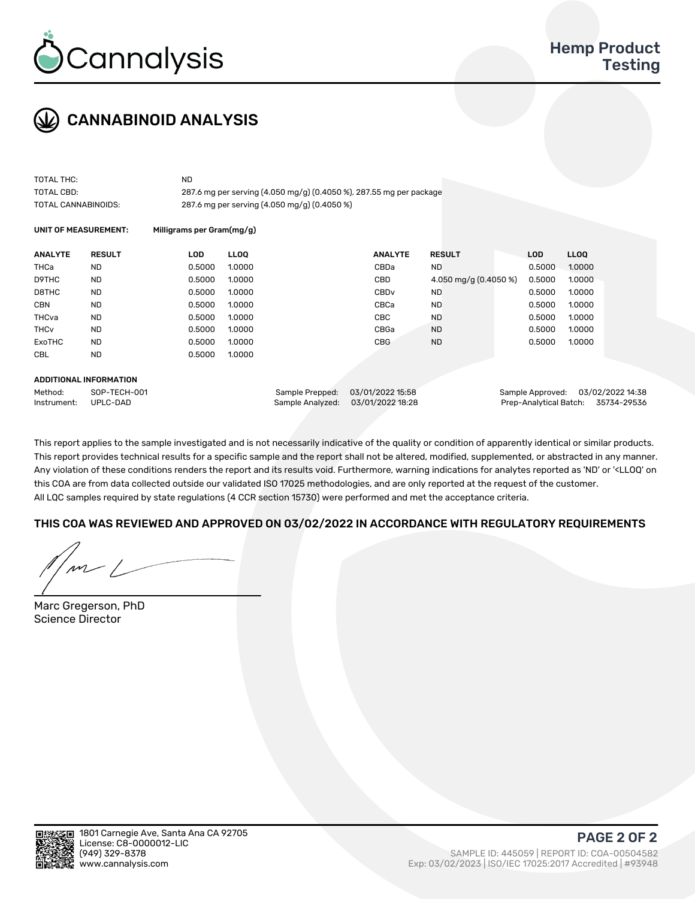# Cannalysis

**Hemp Product Testing**

## CANNABINOID ANALYSIS

TOTAL THC: ND
TOTAL CBD: 287.6 mg per serving (4.050 mg/g) (0.4050 %), 287.55 mg per package
TOTAL CANNABINOIDS: 287.6 mg per serving (4.050 mg/g) (0.4050 %)

UNIT OF MEASUREMENT: Milligrams per Gram(mg/g)

| ANALYTE | RESULT | LOD | LLOQ | ANALYTE | RESULT | LOD | LLOQ |
|---|---|---|---|---|---|---|---|
| THCa | ND | 0.5000 | 1.0000 | CBDa | ND | 0.5000 | 1.0000 |
| D9THC | ND | 0.5000 | 1.0000 | CBD | 4.050 mg/g (0.4050 %) | 0.5000 | 1.0000 |
| D8THC | ND | 0.5000 | 1.0000 | CBDv | ND | 0.5000 | 1.0000 |
| CBN | ND | 0.5000 | 1.0000 | CBCa | ND | 0.5000 | 1.0000 |
| THCva | ND | 0.5000 | 1.0000 | CBC | ND | 0.5000 | 1.0000 |
| THCv | ND | 0.5000 | 1.0000 | CBGa | ND | 0.5000 | 1.0000 |
| ExoTHC | ND | 0.5000 | 1.0000 | CBG | ND | 0.5000 | 1.0000 |
| CBL | ND | 0.5000 | 1.0000 | | | | |

### ADDITIONAL INFORMATION

| | | | | | |
|---|---|---|---|---|---|
| Method: | SOP-TECH-001 | Sample Prepped: | 03/01/2022 15:58 | Sample Approved: | 03/02/2022 14:38 |
| Instrument: | UPLC-DAD | Sample Analyzed: | 03/01/2022 18:28 | Prep-Analytical Batch: | 35734-29536 |

This report applies to the sample investigated and is not necessarily indicative of the quality or condition of apparently identical or similar products. This report provides technical results for a specific sample and the report shall not be altered, modified, supplemented, or abstracted in any manner. Any violation of these conditions renders the report and its results void. Furthermore, warning indications for analytes reported as 'ND' or '<LLOQ' on this COA are from data collected outside our validated ISO 17025 methodologies, and are only reported at the request of the customer. All LQC samples required by state regulations (4 CCR section 15730) were performed and met the acceptance criteria.

**THIS COA WAS REVIEWED AND APPROVED ON 03/02/2022 IN ACCORDANCE WITH REGULATORY REQUIREMENTS**

Marc Gregerson, PhD
Science Director

1801 Carnegie Ave, Santa Ana CA 92705
License: C8-0000012-LIC
(949) 329-8378
www.cannalysis.com

SAMPLE ID: 445059 | REPORT ID: COA-00504582
Exp: 03/02/2023 | ISO/IEC 17025:2017 Accredited | #93948